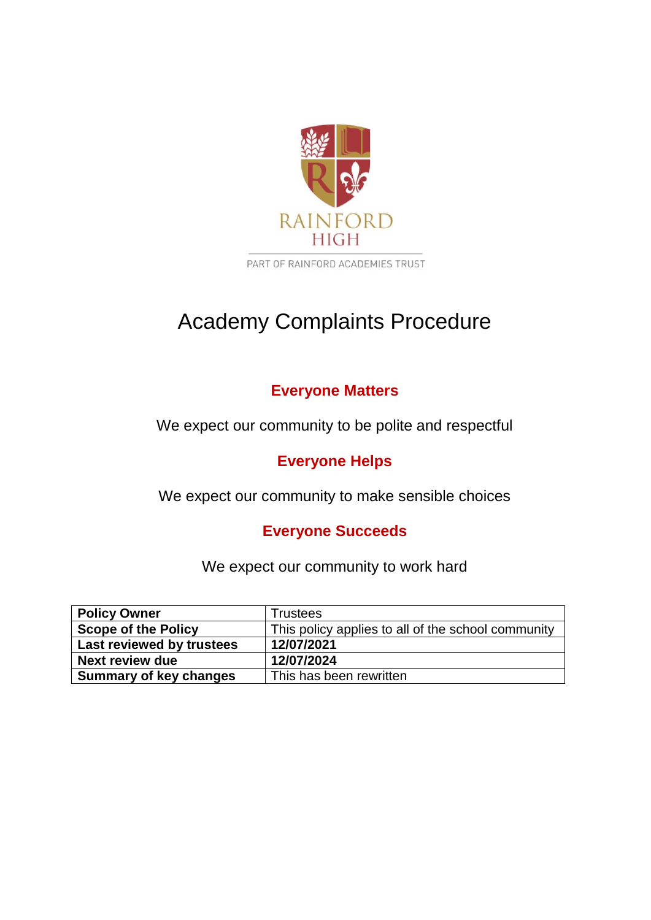RAINFORD HIGH

PART OF RAINFORD ACADEMIES TRUST

# Academy Complaints Procedure

## Everyone Matters

We expect our community to be polite and respectful

## Everyone Helps

We expect our community to make sensible choices

## Everyone Succeeds

We expect our community to work hard

| **Policy Owner** | Trustees |
|---|---|
| **Scope of the Policy** | This policy applies to all of the school community |
| **Last reviewed by trustees** | **12/07/2021** |
| **Next review due** | **12/07/2024** |
| **Summary of key changes** | This has been rewritten |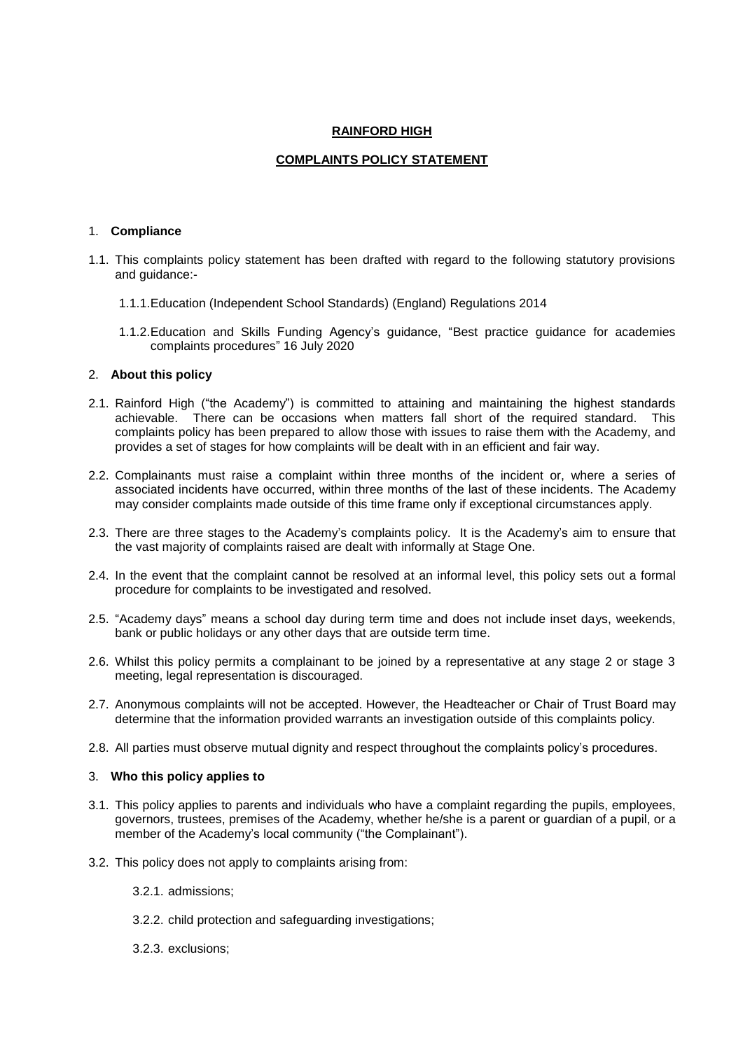**RAINFORD HIGH**

**COMPLAINTS POLICY STATEMENT**

1. **Compliance**

1.1. This complaints policy statement has been drafted with regard to the following statutory provisions and guidance:-

1.1.1. Education (Independent School Standards) (England) Regulations 2014

1.1.2. Education and Skills Funding Agency's guidance, "Best practice guidance for academies complaints procedures" 16 July 2020

2. **About this policy**

2.1. Rainford High ("the Academy") is committed to attaining and maintaining the highest standards achievable. There can be occasions when matters fall short of the required standard. This complaints policy has been prepared to allow those with issues to raise them with the Academy, and provides a set of stages for how complaints will be dealt with in an efficient and fair way.

2.2. Complainants must raise a complaint within three months of the incident or, where a series of associated incidents have occurred, within three months of the last of these incidents. The Academy may consider complaints made outside of this time frame only if exceptional circumstances apply.

2.3. There are three stages to the Academy's complaints policy. It is the Academy's aim to ensure that the vast majority of complaints raised are dealt with informally at Stage One.

2.4. In the event that the complaint cannot be resolved at an informal level, this policy sets out a formal procedure for complaints to be investigated and resolved.

2.5. "Academy days" means a school day during term time and does not include inset days, weekends, bank or public holidays or any other days that are outside term time.

2.6. Whilst this policy permits a complainant to be joined by a representative at any stage 2 or stage 3 meeting, legal representation is discouraged.

2.7. Anonymous complaints will not be accepted. However, the Headteacher or Chair of Trust Board may determine that the information provided warrants an investigation outside of this complaints policy.

2.8. All parties must observe mutual dignity and respect throughout the complaints policy's procedures.

3. **Who this policy applies to**

3.1. This policy applies to parents and individuals who have a complaint regarding the pupils, employees, governors, trustees, premises of the Academy, whether he/she is a parent or guardian of a pupil, or a member of the Academy's local community ("the Complainant").

3.2. This policy does not apply to complaints arising from:

3.2.1. admissions;

3.2.2. child protection and safeguarding investigations;

3.2.3. exclusions;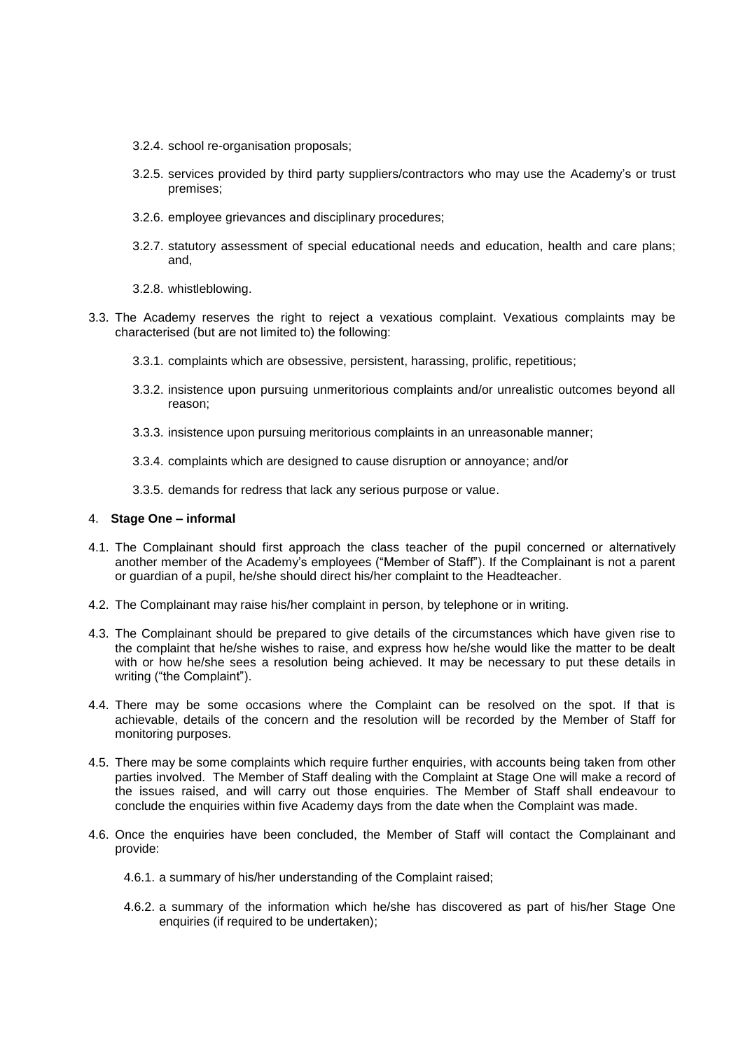3.2.4. school re-organisation proposals;

3.2.5. services provided by third party suppliers/contractors who may use the Academy's or trust premises;

3.2.6. employee grievances and disciplinary procedures;

3.2.7. statutory assessment of special educational needs and education, health and care plans; and,

3.2.8. whistleblowing.

3.3. The Academy reserves the right to reject a vexatious complaint. Vexatious complaints may be characterised (but are not limited to) the following:

3.3.1. complaints which are obsessive, persistent, harassing, prolific, repetitious;

3.3.2. insistence upon pursuing unmeritorious complaints and/or unrealistic outcomes beyond all reason;

3.3.3. insistence upon pursuing meritorious complaints in an unreasonable manner;

3.3.4. complaints which are designed to cause disruption or annoyance; and/or

3.3.5. demands for redress that lack any serious purpose or value.

## 4. **Stage One – informal**

4.1. The Complainant should first approach the class teacher of the pupil concerned or alternatively another member of the Academy's employees ("Member of Staff"). If the Complainant is not a parent or guardian of a pupil, he/she should direct his/her complaint to the Headteacher.

4.2. The Complainant may raise his/her complaint in person, by telephone or in writing.

4.3. The Complainant should be prepared to give details of the circumstances which have given rise to the complaint that he/she wishes to raise, and express how he/she would like the matter to be dealt with or how he/she sees a resolution being achieved. It may be necessary to put these details in writing ("the Complaint").

4.4. There may be some occasions where the Complaint can be resolved on the spot. If that is achievable, details of the concern and the resolution will be recorded by the Member of Staff for monitoring purposes.

4.5. There may be some complaints which require further enquiries, with accounts being taken from other parties involved. The Member of Staff dealing with the Complaint at Stage One will make a record of the issues raised, and will carry out those enquiries. The Member of Staff shall endeavour to conclude the enquiries within five Academy days from the date when the Complaint was made.

4.6. Once the enquiries have been concluded, the Member of Staff will contact the Complainant and provide:

4.6.1. a summary of his/her understanding of the Complaint raised;

4.6.2. a summary of the information which he/she has discovered as part of his/her Stage One enquiries (if required to be undertaken);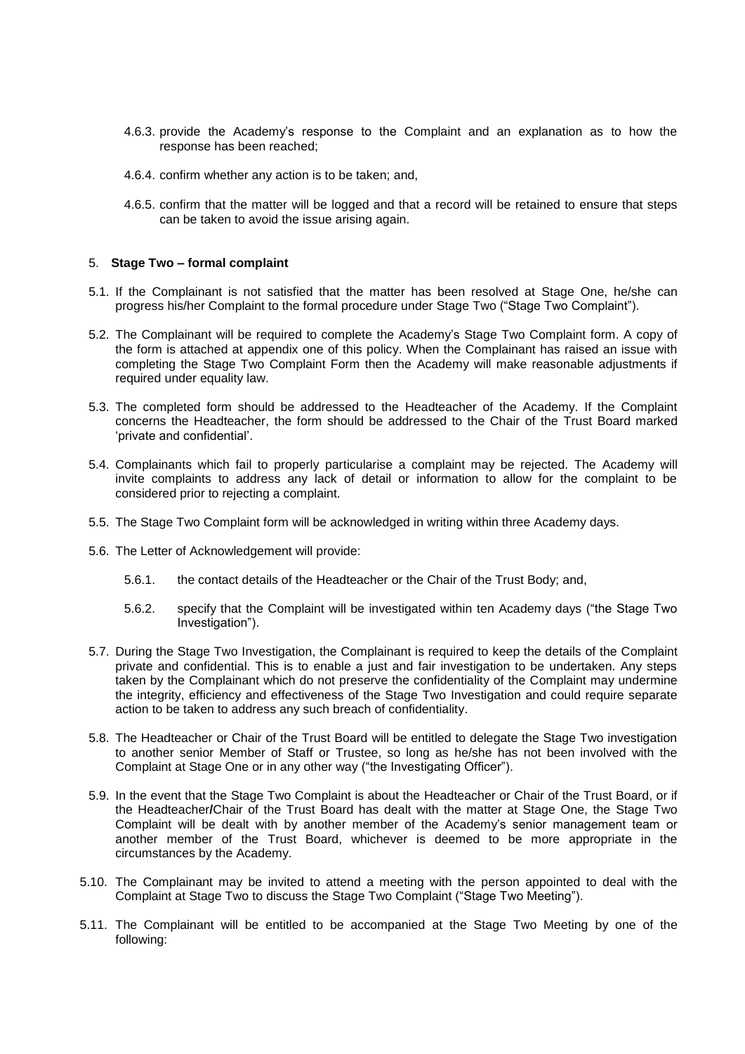4.6.3. provide the Academy's response to the Complaint and an explanation as to how the response has been reached;

4.6.4. confirm whether any action is to be taken; and,

4.6.5. confirm that the matter will be logged and that a record will be retained to ensure that steps can be taken to avoid the issue arising again.

## 5. Stage Two – formal complaint

5.1. If the Complainant is not satisfied that the matter has been resolved at Stage One, he/she can progress his/her Complaint to the formal procedure under Stage Two ("Stage Two Complaint").

5.2. The Complainant will be required to complete the Academy's Stage Two Complaint form. A copy of the form is attached at appendix one of this policy. When the Complainant has raised an issue with completing the Stage Two Complaint Form then the Academy will make reasonable adjustments if required under equality law.

5.3. The completed form should be addressed to the Headteacher of the Academy. If the Complaint concerns the Headteacher, the form should be addressed to the Chair of the Trust Board marked 'private and confidential'.

5.4. Complainants which fail to properly particularise a complaint may be rejected. The Academy will invite complaints to address any lack of detail or information to allow for the complaint to be considered prior to rejecting a complaint.

5.5. The Stage Two Complaint form will be acknowledged in writing within three Academy days.

5.6. The Letter of Acknowledgement will provide:

5.6.1. the contact details of the Headteacher or the Chair of the Trust Body; and,

5.6.2. specify that the Complaint will be investigated within ten Academy days ("the Stage Two Investigation").

5.7. During the Stage Two Investigation, the Complainant is required to keep the details of the Complaint private and confidential. This is to enable a just and fair investigation to be undertaken. Any steps taken by the Complainant which do not preserve the confidentiality of the Complaint may undermine the integrity, efficiency and effectiveness of the Stage Two Investigation and could require separate action to be taken to address any such breach of confidentiality.

5.8. The Headteacher or Chair of the Trust Board will be entitled to delegate the Stage Two investigation to another senior Member of Staff or Trustee, so long as he/she has not been involved with the Complaint at Stage One or in any other way ("the Investigating Officer").

5.9. In the event that the Stage Two Complaint is about the Headteacher or Chair of the Trust Board, or if the Headteacher/Chair of the Trust Board has dealt with the matter at Stage One, the Stage Two Complaint will be dealt with by another member of the Academy's senior management team or another member of the Trust Board, whichever is deemed to be more appropriate in the circumstances by the Academy.

5.10. The Complainant may be invited to attend a meeting with the person appointed to deal with the Complaint at Stage Two to discuss the Stage Two Complaint ("Stage Two Meeting").

5.11. The Complainant will be entitled to be accompanied at the Stage Two Meeting by one of the following: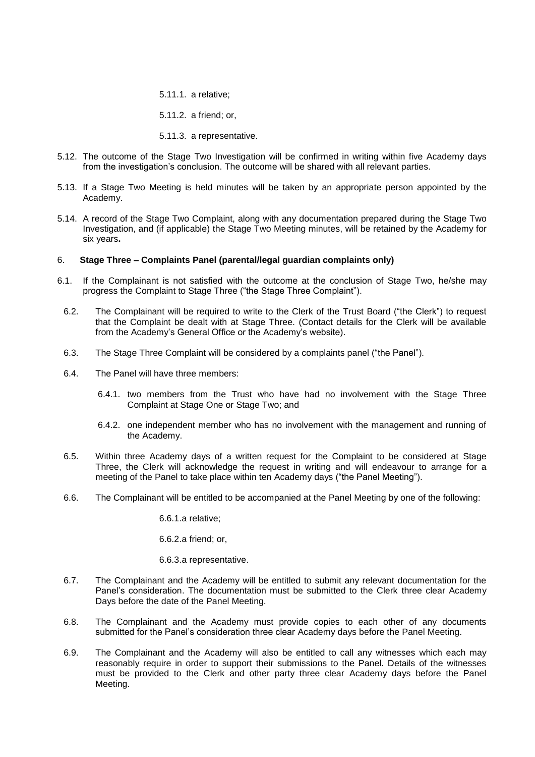5.11.1. a relative;

5.11.2. a friend; or,

5.11.3. a representative.

5.12. The outcome of the Stage Two Investigation will be confirmed in writing within five Academy days from the investigation's conclusion. The outcome will be shared with all relevant parties.

5.13. If a Stage Two Meeting is held minutes will be taken by an appropriate person appointed by the Academy.

5.14. A record of the Stage Two Complaint, along with any documentation prepared during the Stage Two Investigation, and (if applicable) the Stage Two Meeting minutes, will be retained by the Academy for six years**.**

6. **Stage Three – Complaints Panel (parental/legal guardian complaints only)**

6.1. If the Complainant is not satisfied with the outcome at the conclusion of Stage Two, he/she may progress the Complaint to Stage Three ("the Stage Three Complaint").

6.2. The Complainant will be required to write to the Clerk of the Trust Board ("the Clerk") to request that the Complaint be dealt with at Stage Three. (Contact details for the Clerk will be available from the Academy's General Office or the Academy's website).

6.3. The Stage Three Complaint will be considered by a complaints panel ("the Panel").

6.4. The Panel will have three members:

6.4.1. two members from the Trust who have had no involvement with the Stage Three Complaint at Stage One or Stage Two; and

6.4.2. one independent member who has no involvement with the management and running of the Academy.

6.5. Within three Academy days of a written request for the Complaint to be considered at Stage Three, the Clerk will acknowledge the request in writing and will endeavour to arrange for a meeting of the Panel to take place within ten Academy days ("the Panel Meeting").

6.6. The Complainant will be entitled to be accompanied at the Panel Meeting by one of the following:

6.6.1. a relative;

6.6.2. a friend; or,

6.6.3. a representative.

6.7. The Complainant and the Academy will be entitled to submit any relevant documentation for the Panel's consideration. The documentation must be submitted to the Clerk three clear Academy Days before the date of the Panel Meeting.

6.8. The Complainant and the Academy must provide copies to each other of any documents submitted for the Panel's consideration three clear Academy days before the Panel Meeting.

6.9. The Complainant and the Academy will also be entitled to call any witnesses which each may reasonably require in order to support their submissions to the Panel. Details of the witnesses must be provided to the Clerk and other party three clear Academy days before the Panel Meeting.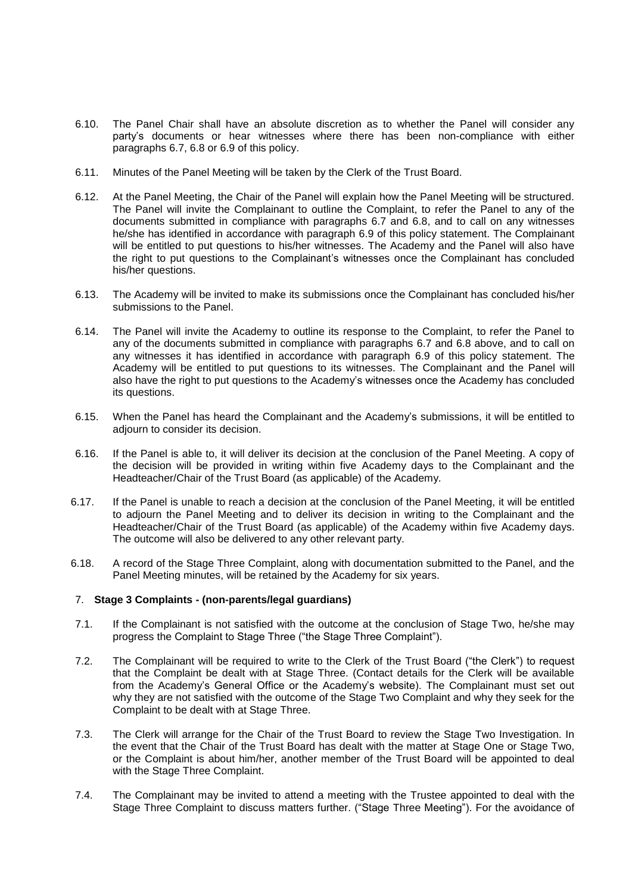6.10. The Panel Chair shall have an absolute discretion as to whether the Panel will consider any party's documents or hear witnesses where there has been non-compliance with either paragraphs 6.7, 6.8 or 6.9 of this policy.

6.11. Minutes of the Panel Meeting will be taken by the Clerk of the Trust Board.

6.12. At the Panel Meeting, the Chair of the Panel will explain how the Panel Meeting will be structured. The Panel will invite the Complainant to outline the Complaint, to refer the Panel to any of the documents submitted in compliance with paragraphs 6.7 and 6.8, and to call on any witnesses he/she has identified in accordance with paragraph 6.9 of this policy statement. The Complainant will be entitled to put questions to his/her witnesses. The Academy and the Panel will also have the right to put questions to the Complainant's witnesses once the Complainant has concluded his/her questions.

6.13. The Academy will be invited to make its submissions once the Complainant has concluded his/her submissions to the Panel.

6.14. The Panel will invite the Academy to outline its response to the Complaint, to refer the Panel to any of the documents submitted in compliance with paragraphs 6.7 and 6.8 above, and to call on any witnesses it has identified in accordance with paragraph 6.9 of this policy statement. The Academy will be entitled to put questions to its witnesses. The Complainant and the Panel will also have the right to put questions to the Academy's witnesses once the Academy has concluded its questions.

6.15. When the Panel has heard the Complainant and the Academy's submissions, it will be entitled to adjourn to consider its decision.

6.16. If the Panel is able to, it will deliver its decision at the conclusion of the Panel Meeting. A copy of the decision will be provided in writing within five Academy days to the Complainant and the Headteacher/Chair of the Trust Board (as applicable) of the Academy.

6.17. If the Panel is unable to reach a decision at the conclusion of the Panel Meeting, it will be entitled to adjourn the Panel Meeting and to deliver its decision in writing to the Complainant and the Headteacher/Chair of the Trust Board (as applicable) of the Academy within five Academy days. The outcome will also be delivered to any other relevant party.

6.18. A record of the Stage Three Complaint, along with documentation submitted to the Panel, and the Panel Meeting minutes, will be retained by the Academy for six years.

## 7. **Stage 3 Complaints - (non-parents/legal guardians)**

7.1. If the Complainant is not satisfied with the outcome at the conclusion of Stage Two, he/she may progress the Complaint to Stage Three ("the Stage Three Complaint").

7.2. The Complainant will be required to write to the Clerk of the Trust Board ("the Clerk") to request that the Complaint be dealt with at Stage Three. (Contact details for the Clerk will be available from the Academy's General Office or the Academy's website). The Complainant must set out why they are not satisfied with the outcome of the Stage Two Complaint and why they seek for the Complaint to be dealt with at Stage Three.

7.3. The Clerk will arrange for the Chair of the Trust Board to review the Stage Two Investigation. In the event that the Chair of the Trust Board has dealt with the matter at Stage One or Stage Two, or the Complaint is about him/her, another member of the Trust Board will be appointed to deal with the Stage Three Complaint.

7.4. The Complainant may be invited to attend a meeting with the Trustee appointed to deal with the Stage Three Complaint to discuss matters further. ("Stage Three Meeting"). For the avoidance of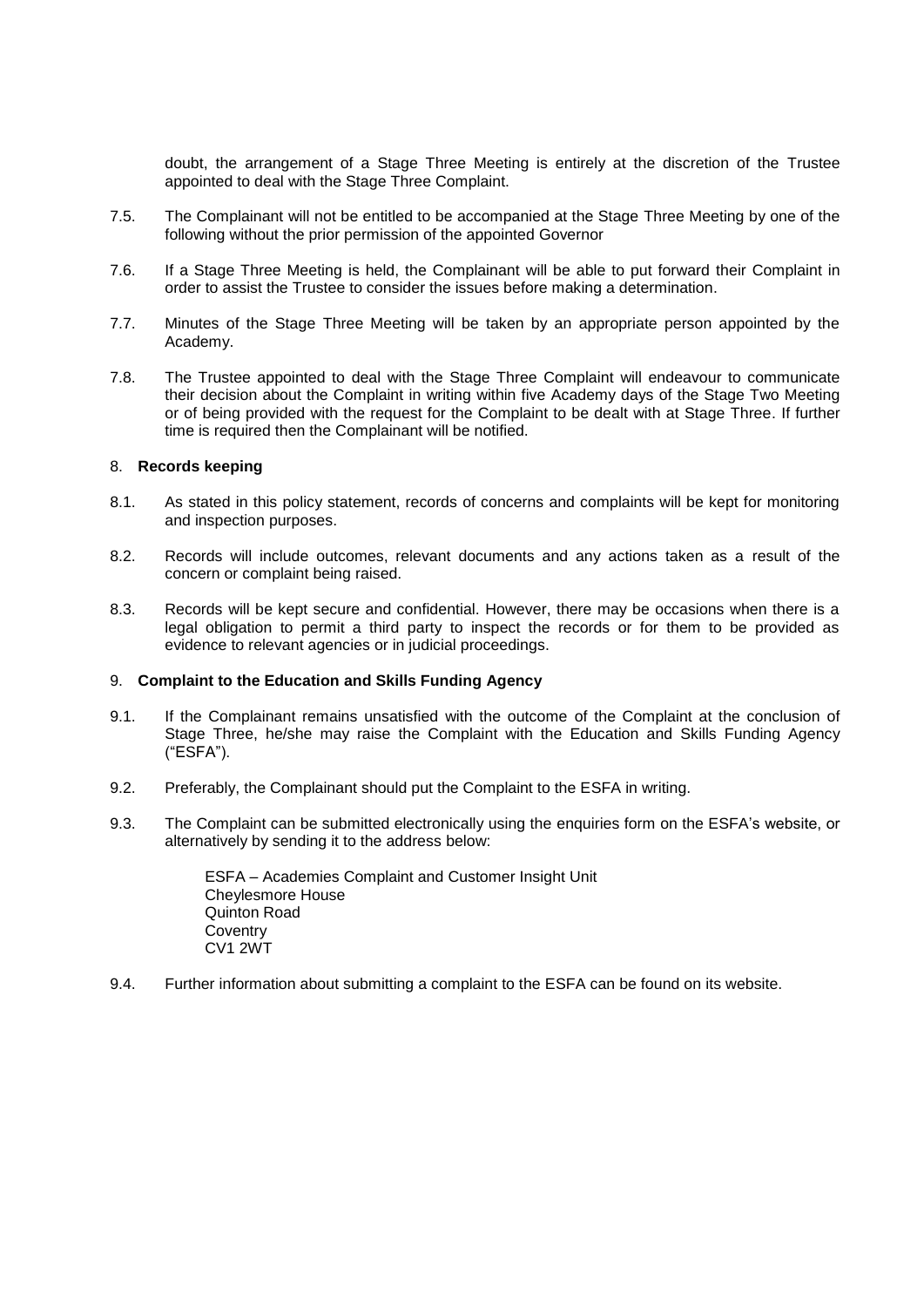doubt, the arrangement of a Stage Three Meeting is entirely at the discretion of the Trustee appointed to deal with the Stage Three Complaint.

7.5. The Complainant will not be entitled to be accompanied at the Stage Three Meeting by one of the following without the prior permission of the appointed Governor

7.6. If a Stage Three Meeting is held, the Complainant will be able to put forward their Complaint in order to assist the Trustee to consider the issues before making a determination.

7.7. Minutes of the Stage Three Meeting will be taken by an appropriate person appointed by the Academy.

7.8. The Trustee appointed to deal with the Stage Three Complaint will endeavour to communicate their decision about the Complaint in writing within five Academy days of the Stage Two Meeting or of being provided with the request for the Complaint to be dealt with at Stage Three. If further time is required then the Complainant will be notified.

## 8. **Records keeping**

8.1. As stated in this policy statement, records of concerns and complaints will be kept for monitoring and inspection purposes.

8.2. Records will include outcomes, relevant documents and any actions taken as a result of the concern or complaint being raised.

8.3. Records will be kept secure and confidential. However, there may be occasions when there is a legal obligation to permit a third party to inspect the records or for them to be provided as evidence to relevant agencies or in judicial proceedings.

## 9. **Complaint to the Education and Skills Funding Agency**

9.1. If the Complainant remains unsatisfied with the outcome of the Complaint at the conclusion of Stage Three, he/she may raise the Complaint with the Education and Skills Funding Agency ("ESFA").

9.2. Preferably, the Complainant should put the Complaint to the ESFA in writing.

9.3. The Complaint can be submitted electronically using the enquiries form on the ESFA's website, or alternatively by sending it to the address below:

ESFA – Academies Complaint and Customer Insight Unit
Cheylesmore House
Quinton Road
Coventry
CV1 2WT

9.4. Further information about submitting a complaint to the ESFA can be found on its website.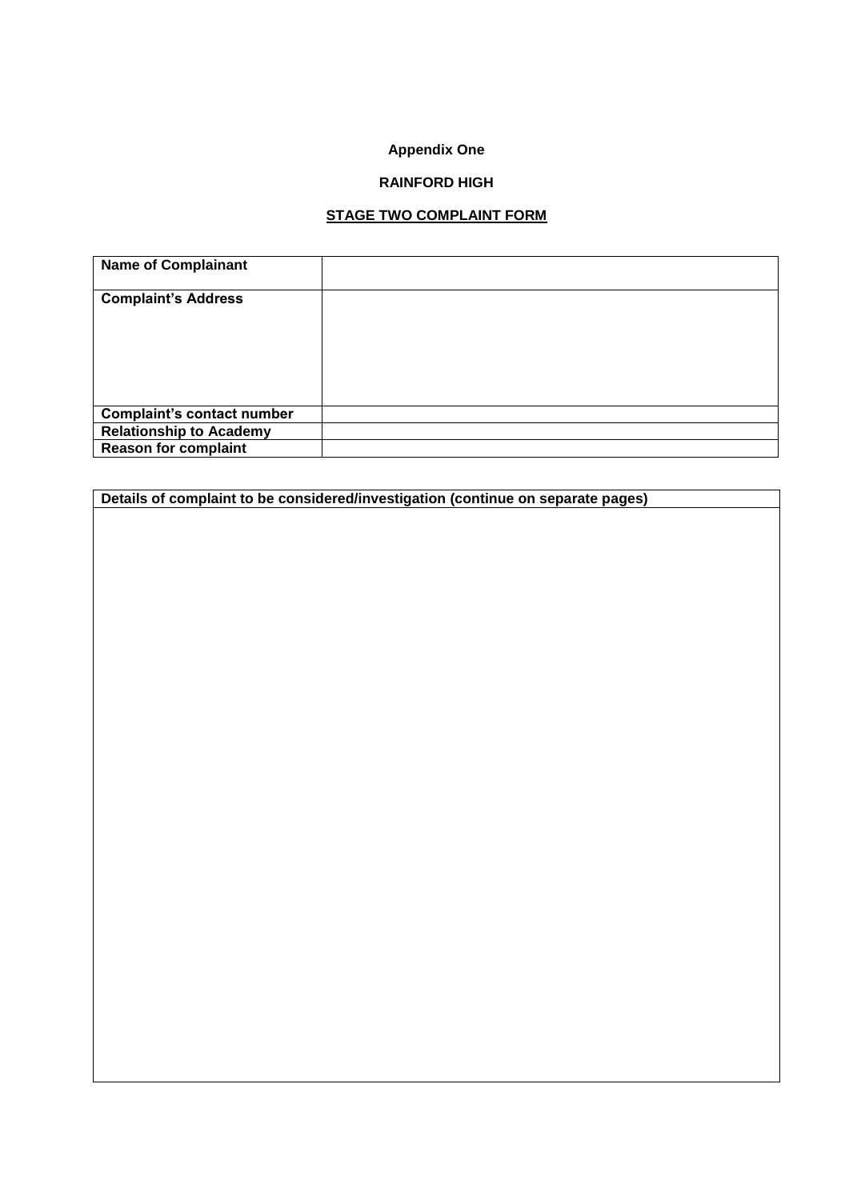**Appendix One**

**RAINFORD HIGH**

**STAGE TWO COMPLAINT FORM**

| **Name of Complainant** | |
|---|---|
| **Complaint's Address** | |
| **Complaint's contact number** | |
| **Relationship to Academy** | |
| **Reason for complaint** | |

| **Details of complaint to be considered/investigation (continue on separate pages)** |
|---|
| |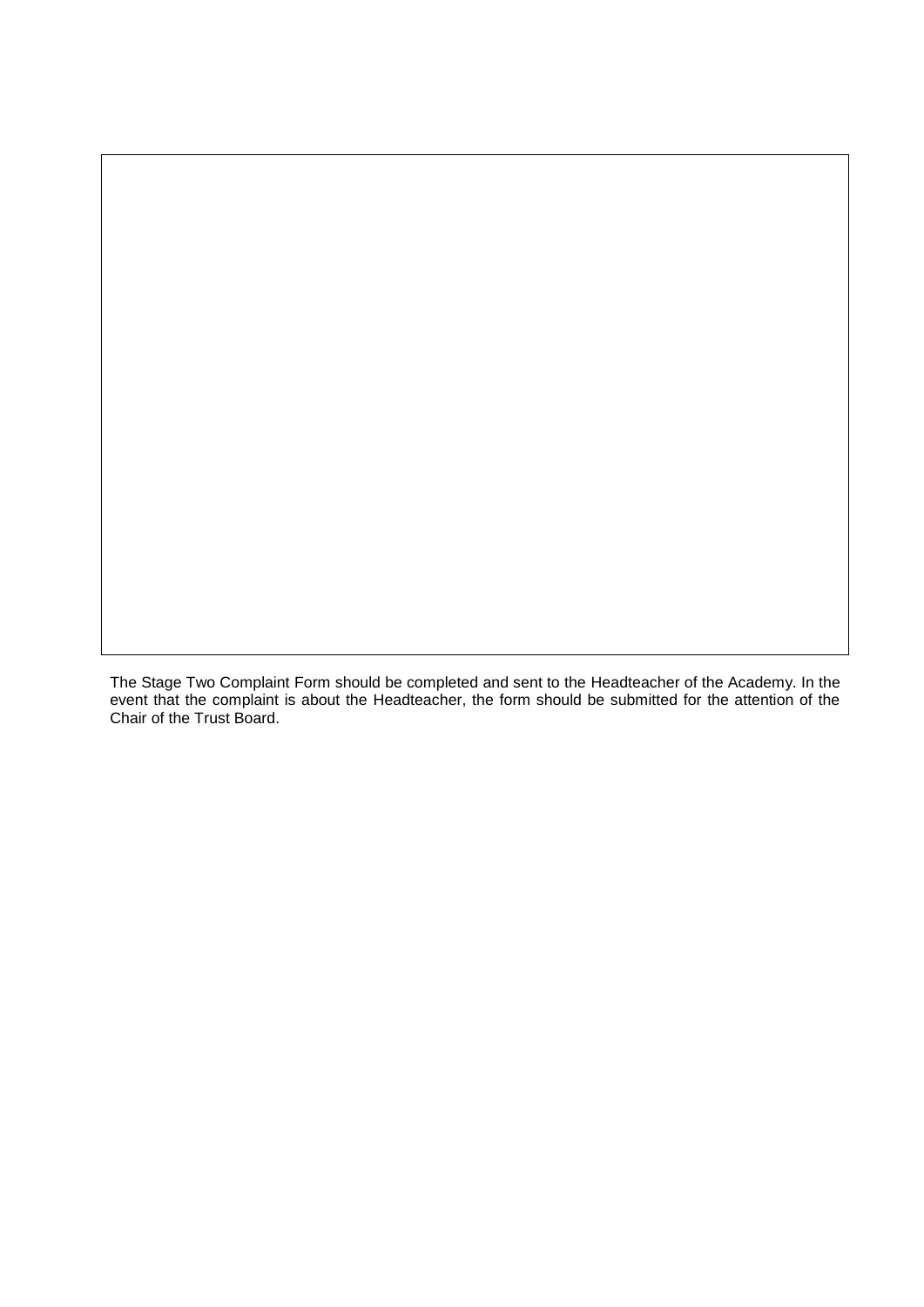The Stage Two Complaint Form should be completed and sent to the Headteacher of the Academy. In the event that the complaint is about the Headteacher, the form should be submitted for the attention of the Chair of the Trust Board.